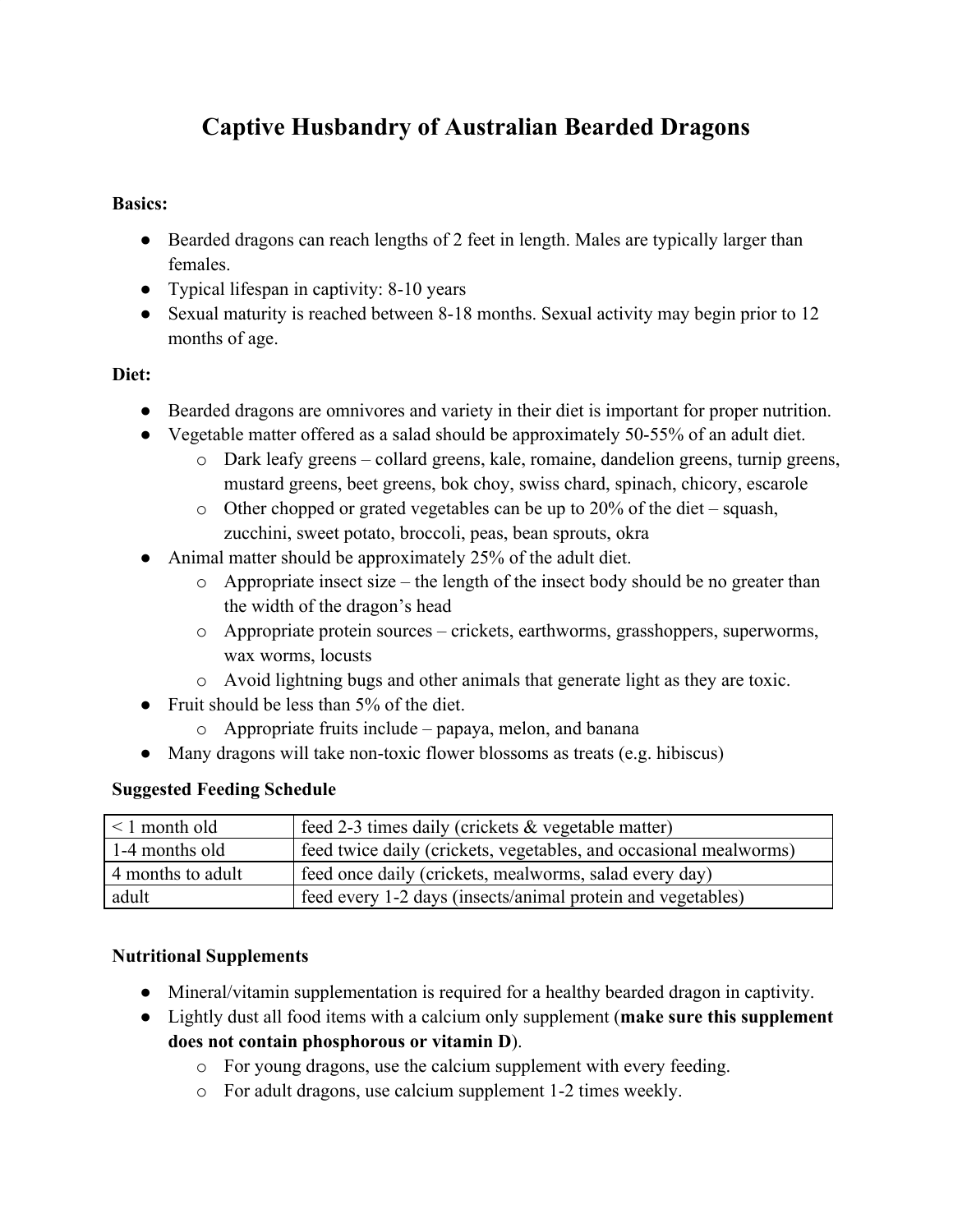# Captive Husbandry of Australian Bearded Dragons

**Basics:**

- Bearded dragons can reach lengths of 2 feet in length. Males are typically larger than females.
- Typical lifespan in captivity: 8-10 years
- Sexual maturity is reached between 8-18 months. Sexual activity may begin prior to 12 months of age.

**Diet:**

- Bearded dragons are omnivores and variety in their diet is important for proper nutrition.
- Vegetable matter offered as a salad should be approximately 50-55% of an adult diet.
  - Dark leafy greens – collard greens, kale, romaine, dandelion greens, turnip greens, mustard greens, beet greens, bok choy, swiss chard, spinach, chicory, escarole
  - Other chopped or grated vegetables can be up to 20% of the diet – squash, zucchini, sweet potato, broccoli, peas, bean sprouts, okra
- Animal matter should be approximately 25% of the adult diet.
  - Appropriate insect size – the length of the insect body should be no greater than the width of the dragon's head
  - Appropriate protein sources – crickets, earthworms, grasshoppers, superworms, wax worms, locusts
  - Avoid lightning bugs and other animals that generate light as they are toxic.
- Fruit should be less than 5% of the diet.
  - Appropriate fruits include – papaya, melon, and banana
- Many dragons will take non-toxic flower blossoms as treats (e.g. hibiscus)

**Suggested Feeding Schedule**

| | |
|---|---|
| < 1 month old | feed 2-3 times daily (crickets & vegetable matter) |
| 1-4 months old | feed twice daily (crickets, vegetables, and occasional mealworms) |
| 4 months to adult | feed once daily (crickets, mealworms, salad every day) |
| adult | feed every 1-2 days (insects/animal protein and vegetables) |

**Nutritional Supplements**

- Mineral/vitamin supplementation is required for a healthy bearded dragon in captivity.
- Lightly dust all food items with a calcium only supplement (**make sure this supplement does not contain phosphorous or vitamin D**).
  - For young dragons, use the calcium supplement with every feeding.
  - For adult dragons, use calcium supplement 1-2 times weekly.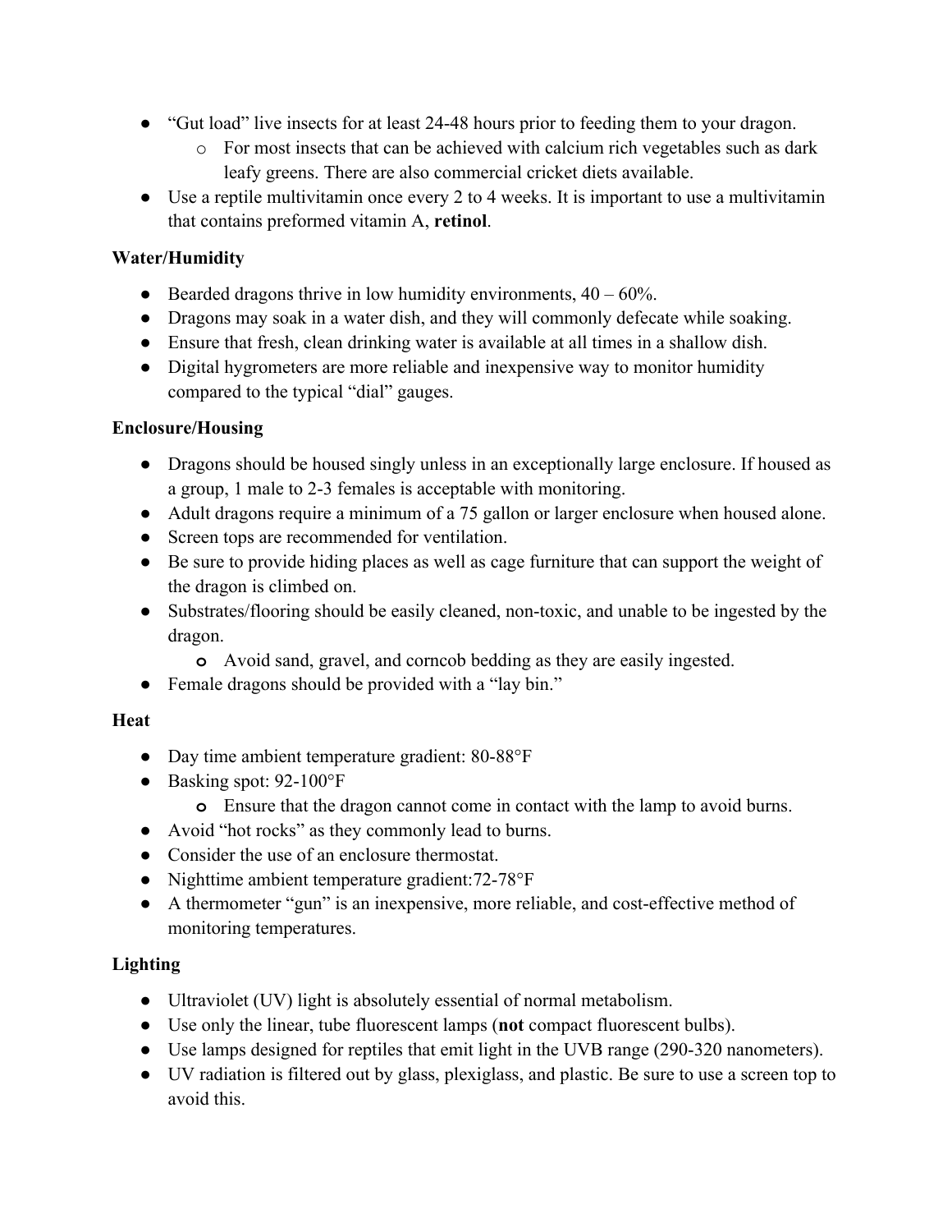- "Gut load" live insects for at least 24-48 hours prior to feeding them to your dragon.
    - For most insects that can be achieved with calcium rich vegetables such as dark leafy greens. There are also commercial cricket diets available.
- Use a reptile multivitamin once every 2 to 4 weeks. It is important to use a multivitamin that contains preformed vitamin A, **retinol**.

**Water/Humidity**

- Bearded dragons thrive in low humidity environments, 40 – 60%.
- Dragons may soak in a water dish, and they will commonly defecate while soaking.
- Ensure that fresh, clean drinking water is available at all times in a shallow dish.
- Digital hygrometers are more reliable and inexpensive way to monitor humidity compared to the typical "dial" gauges.

**Enclosure/Housing**

- Dragons should be housed singly unless in an exceptionally large enclosure. If housed as a group, 1 male to 2-3 females is acceptable with monitoring.
- Adult dragons require a minimum of a 75 gallon or larger enclosure when housed alone.
- Screen tops are recommended for ventilation.
- Be sure to provide hiding places as well as cage furniture that can support the weight of the dragon is climbed on.
- Substrates/flooring should be easily cleaned, non-toxic, and unable to be ingested by the dragon.
    - Avoid sand, gravel, and corncob bedding as they are easily ingested.
- Female dragons should be provided with a "lay bin."

**Heat**

- Day time ambient temperature gradient: 80-88°F
- Basking spot: 92-100°F
    - Ensure that the dragon cannot come in contact with the lamp to avoid burns.
- Avoid "hot rocks" as they commonly lead to burns.
- Consider the use of an enclosure thermostat.
- Nighttime ambient temperature gradient:72-78°F
- A thermometer "gun" is an inexpensive, more reliable, and cost-effective method of monitoring temperatures.

**Lighting**

- Ultraviolet (UV) light is absolutely essential of normal metabolism.
- Use only the linear, tube fluorescent lamps (**not** compact fluorescent bulbs).
- Use lamps designed for reptiles that emit light in the UVB range (290-320 nanometers).
- UV radiation is filtered out by glass, plexiglass, and plastic. Be sure to use a screen top to avoid this.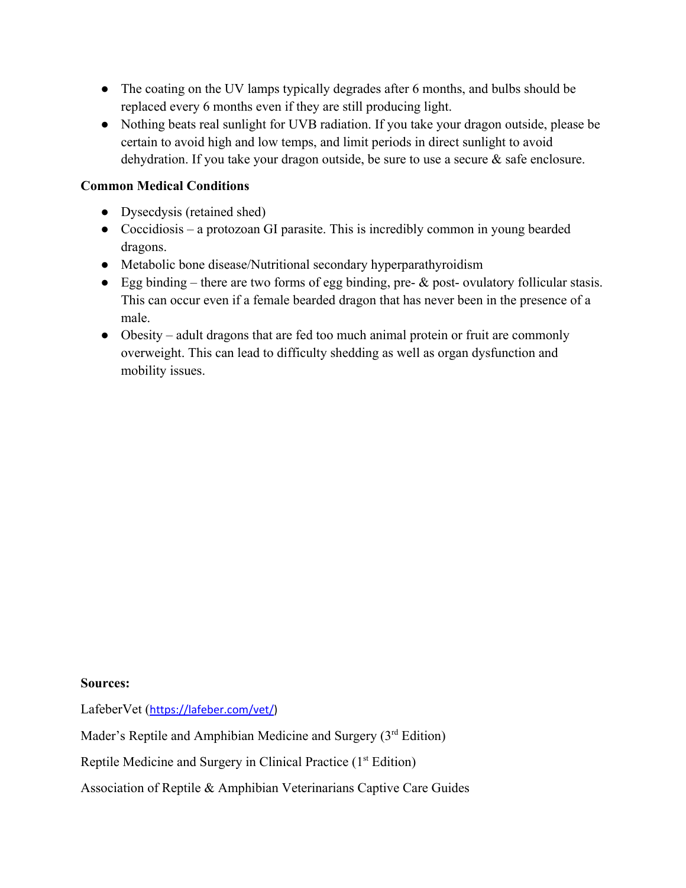- The coating on the UV lamps typically degrades after 6 months, and bulbs should be replaced every 6 months even if they are still producing light.
- Nothing beats real sunlight for UVB radiation. If you take your dragon outside, please be certain to avoid high and low temps, and limit periods in direct sunlight to avoid dehydration. If you take your dragon outside, be sure to use a secure & safe enclosure.

**Common Medical Conditions**

- Dysecdysis (retained shed)
- Coccidiosis – a protozoan GI parasite. This is incredibly common in young bearded dragons.
- Metabolic bone disease/Nutritional secondary hyperparathyroidism
- Egg binding – there are two forms of egg binding, pre- & post- ovulatory follicular stasis. This can occur even if a female bearded dragon that has never been in the presence of a male.
- Obesity – adult dragons that are fed too much animal protein or fruit are commonly overweight. This can lead to difficulty shedding as well as organ dysfunction and mobility issues.

**Sources:**

LafeberVet (https://lafeber.com/vet/)

Mader's Reptile and Amphibian Medicine and Surgery (3rd Edition)

Reptile Medicine and Surgery in Clinical Practice (1st Edition)

Association of Reptile & Amphibian Veterinarians Captive Care Guides